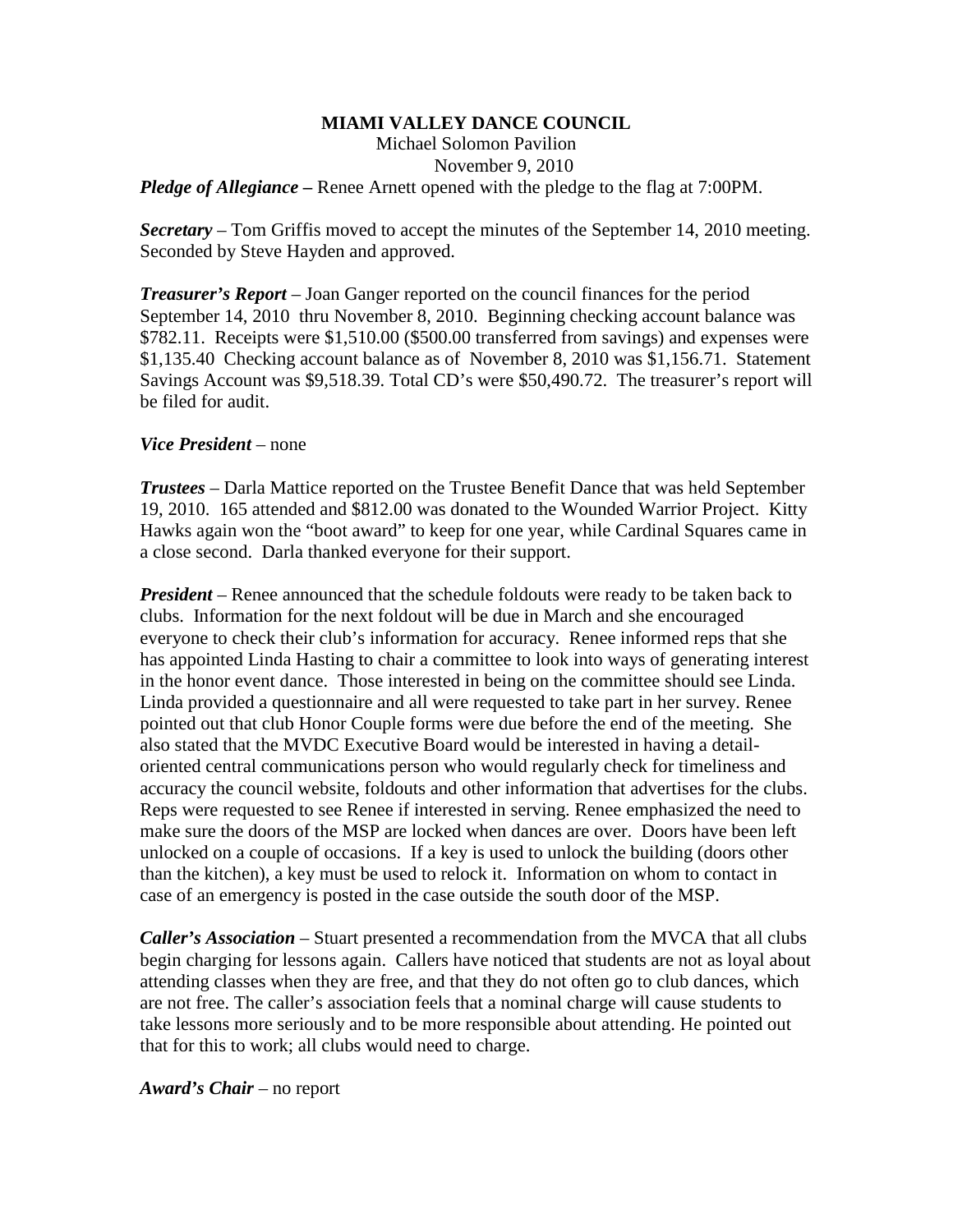# MIAMI VALLEY DANCE COUNCIL

Michael Solomon Pavilion
November 9, 2010

***Pledge of Allegiance –*** Renee Arnett opened with the pledge to the flag at 7:00PM.

***Secretary*** – Tom Griffis moved to accept the minutes of the September 14, 2010 meeting. Seconded by Steve Hayden and approved.

***Treasurer's Report*** – Joan Ganger reported on the council finances for the period September 14, 2010 thru November 8, 2010. Beginning checking account balance was $782.11. Receipts were $1,510.00 ($500.00 transferred from savings) and expenses were $1,135.40 Checking account balance as of November 8, 2010 was $1,156.71. Statement Savings Account was $9,518.39. Total CD's were $50,490.72. The treasurer's report will be filed for audit.

***Vice President*** – none

***Trustees*** – Darla Mattice reported on the Trustee Benefit Dance that was held September 19, 2010. 165 attended and $812.00 was donated to the Wounded Warrior Project. Kitty Hawks again won the "boot award" to keep for one year, while Cardinal Squares came in a close second. Darla thanked everyone for their support.

***President*** – Renee announced that the schedule foldouts were ready to be taken back to clubs. Information for the next foldout will be due in March and she encouraged everyone to check their club's information for accuracy. Renee informed reps that she has appointed Linda Hasting to chair a committee to look into ways of generating interest in the honor event dance. Those interested in being on the committee should see Linda. Linda provided a questionnaire and all were requested to take part in her survey. Renee pointed out that club Honor Couple forms were due before the end of the meeting. She also stated that the MVDC Executive Board would be interested in having a detail-oriented central communications person who would regularly check for timeliness and accuracy the council website, foldouts and other information that advertises for the clubs. Reps were requested to see Renee if interested in serving. Renee emphasized the need to make sure the doors of the MSP are locked when dances are over. Doors have been left unlocked on a couple of occasions. If a key is used to unlock the building (doors other than the kitchen), a key must be used to relock it. Information on whom to contact in case of an emergency is posted in the case outside the south door of the MSP.

***Caller's Association*** – Stuart presented a recommendation from the MVCA that all clubs begin charging for lessons again. Callers have noticed that students are not as loyal about attending classes when they are free, and that they do not often go to club dances, which are not free. The caller's association feels that a nominal charge will cause students to take lessons more seriously and to be more responsible about attending. He pointed out that for this to work; all clubs would need to charge.

***Award's Chair*** – no report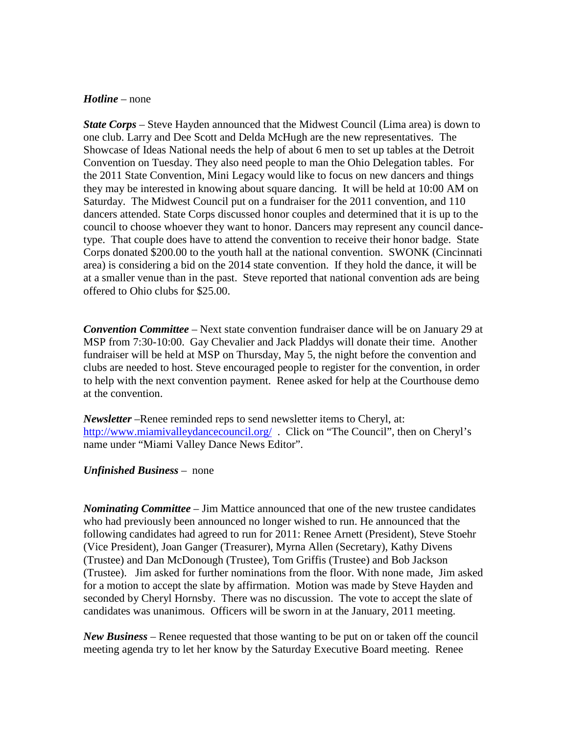***Hotline*** – none

***State Corps*** – Steve Hayden announced that the Midwest Council (Lima area) is down to one club. Larry and Dee Scott and Delda McHugh are the new representatives. The Showcase of Ideas National needs the help of about 6 men to set up tables at the Detroit Convention on Tuesday. They also need people to man the Ohio Delegation tables. For the 2011 State Convention, Mini Legacy would like to focus on new dancers and things they may be interested in knowing about square dancing. It will be held at 10:00 AM on Saturday. The Midwest Council put on a fundraiser for the 2011 convention, and 110 dancers attended. State Corps discussed honor couples and determined that it is up to the council to choose whoever they want to honor. Dancers may represent any council dance-type. That couple does have to attend the convention to receive their honor badge. State Corps donated $200.00 to the youth hall at the national convention. SWONK (Cincinnati area) is considering a bid on the 2014 state convention. If they hold the dance, it will be at a smaller venue than in the past. Steve reported that national convention ads are being offered to Ohio clubs for $25.00.

***Convention Committee*** – Next state convention fundraiser dance will be on January 29 at MSP from 7:30-10:00. Gay Chevalier and Jack Pladdys will donate their time. Another fundraiser will be held at MSP on Thursday, May 5, the night before the convention and clubs are needed to host. Steve encouraged people to register for the convention, in order to help with the next convention payment. Renee asked for help at the Courthouse demo at the convention.

***Newsletter*** –Renee reminded reps to send newsletter items to Cheryl, at: http://www.miamivalleydancecouncil.org/ . Click on "The Council", then on Cheryl's name under "Miami Valley Dance News Editor".

***Unfinished Business*** – none

***Nominating Committee*** – Jim Mattice announced that one of the new trustee candidates who had previously been announced no longer wished to run. He announced that the following candidates had agreed to run for 2011: Renee Arnett (President), Steve Stoehr (Vice President), Joan Ganger (Treasurer), Myrna Allen (Secretary), Kathy Divens (Trustee) and Dan McDonough (Trustee), Tom Griffis (Trustee) and Bob Jackson (Trustee). Jim asked for further nominations from the floor. With none made, Jim asked for a motion to accept the slate by affirmation. Motion was made by Steve Hayden and seconded by Cheryl Hornsby. There was no discussion. The vote to accept the slate of candidates was unanimous. Officers will be sworn in at the January, 2011 meeting.

***New Business*** – Renee requested that those wanting to be put on or taken off the council meeting agenda try to let her know by the Saturday Executive Board meeting. Renee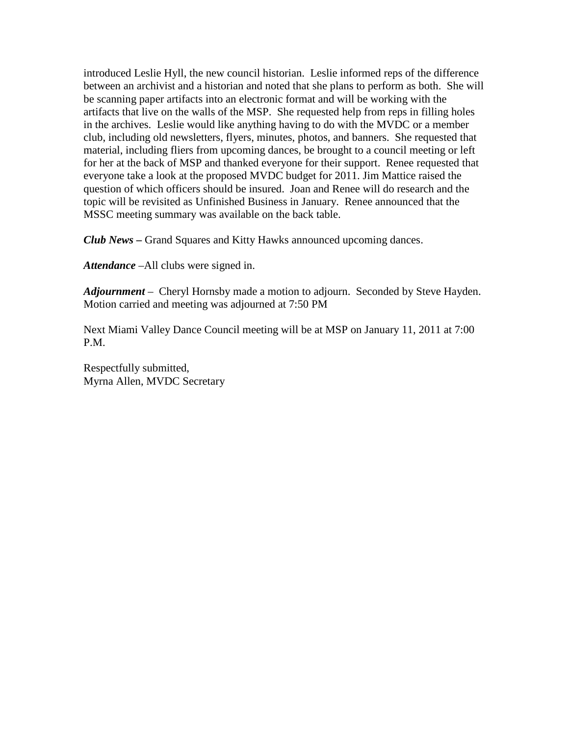introduced Leslie Hyll, the new council historian. Leslie informed reps of the difference between an archivist and a historian and noted that she plans to perform as both. She will be scanning paper artifacts into an electronic format and will be working with the artifacts that live on the walls of the MSP. She requested help from reps in filling holes in the archives. Leslie would like anything having to do with the MVDC or a member club, including old newsletters, flyers, minutes, photos, and banners. She requested that material, including fliers from upcoming dances, be brought to a council meeting or left for her at the back of MSP and thanked everyone for their support. Renee requested that everyone take a look at the proposed MVDC budget for 2011. Jim Mattice raised the question of which officers should be insured. Joan and Renee will do research and the topic will be revisited as Unfinished Business in January. Renee announced that the MSSC meeting summary was available on the back table.

***Club News –*** Grand Squares and Kitty Hawks announced upcoming dances.

***Attendance*** –All clubs were signed in.

***Adjournment*** – Cheryl Hornsby made a motion to adjourn. Seconded by Steve Hayden. Motion carried and meeting was adjourned at 7:50 PM

Next Miami Valley Dance Council meeting will be at MSP on January 11, 2011 at 7:00 P.M.

Respectfully submitted,
Myrna Allen, MVDC Secretary